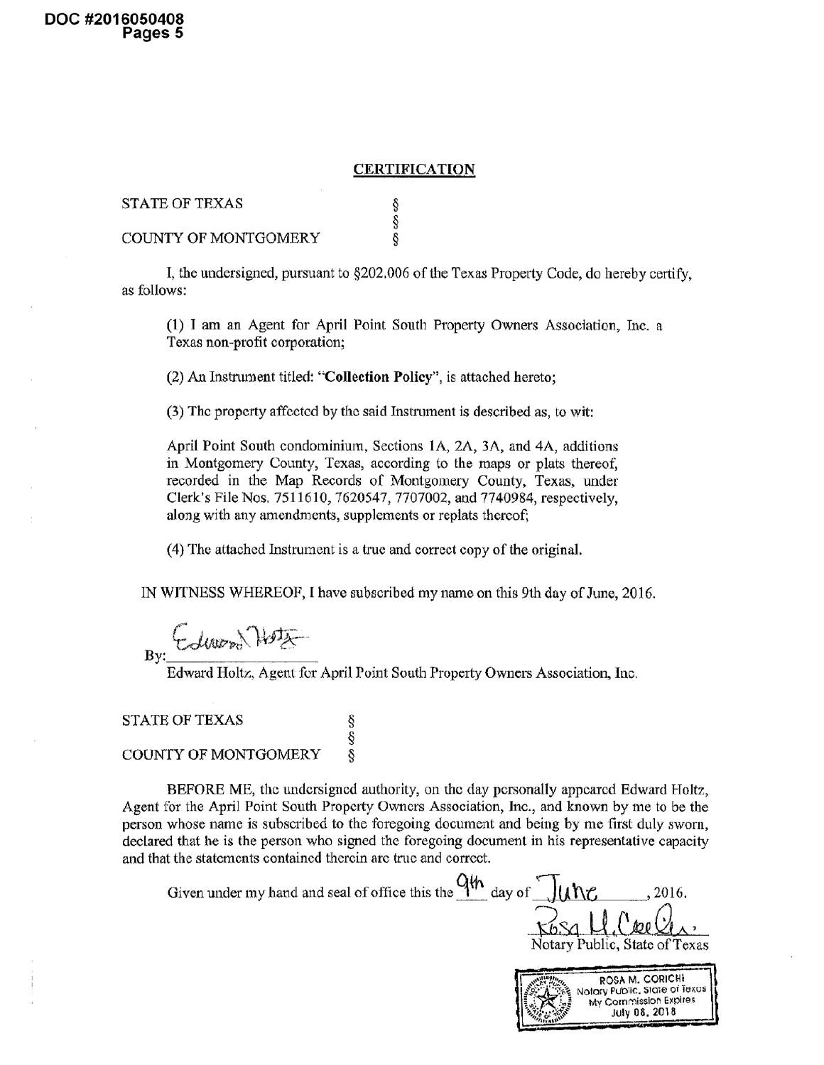DOC #2016050408
Pages 5

## CERTIFICATION

STATE OF TEXAS §
§
COUNTY OF MONTGOMERY §

I, the undersigned, pursuant to §202.006 of the Texas Property Code, do hereby certify, as follows:

(1) I am an Agent for April Point South Property Owners Association, Inc. a Texas non-profit corporation;

(2) An Instrument titled: "**Collection Policy**", is attached hereto;

(3) The property affected by the said Instrument is described as, to wit:

April Point South condominium, Sections 1A, 2A, 3A, and 4A, additions in Montgomery County, Texas, according to the maps or plats thereof, recorded in the Map Records of Montgomery County, Texas, under Clerk's File Nos. 7511610, 7620547, 7707002, and 7740984, respectively, along with any amendments, supplements or replats thereof;

(4) The attached Instrument is a true and correct copy of the original.

IN WITNESS WHEREOF, I have subscribed my name on this 9th day of June, 2016.

By: Edward Holtz
Edward Holtz, Agent for April Point South Property Owners Association, Inc.

STATE OF TEXAS §
§
COUNTY OF MONTGOMERY §

BEFORE ME, the undersigned authority, on the day personally appeared Edward Holtz, Agent for the April Point South Property Owners Association, Inc., and known by me to be the person whose name is subscribed to the foregoing document and being by me first duly sworn, declared that he is the person who signed the foregoing document in his representative capacity and that the statements contained therein are true and correct.

Given under my hand and seal of office this the 9th day of June, 2016.

Rosa M. Corichi
Notary Public, State of Texas

ROSA M. CORICHI
Notary Public, State of Texas
My Commission Expires
July 08, 2018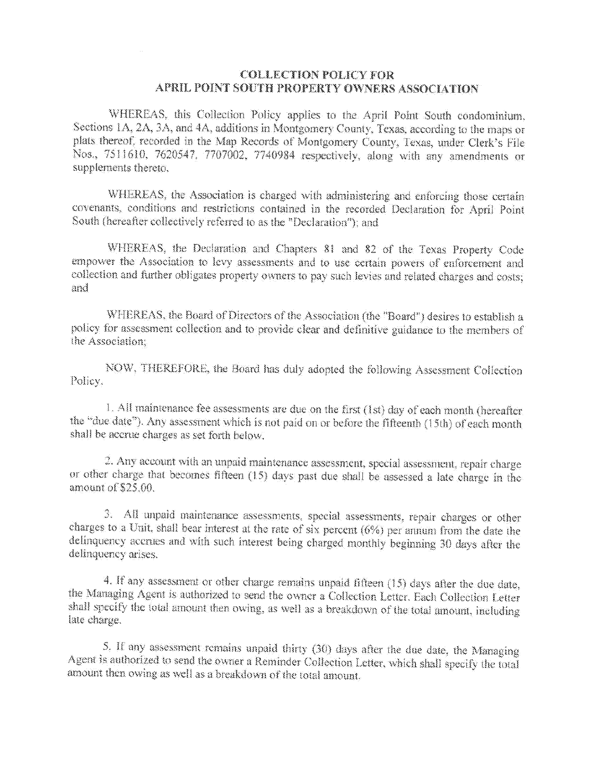## COLLECTION POLICY FOR
## APRIL POINT SOUTH PROPERTY OWNERS ASSOCIATION

WHEREAS, this Collection Policy applies to the April Point South condominium, Sections 1A, 2A, 3A, and 4A, additions in Montgomery County, Texas, according to the maps or plats thereof, recorded in the Map Records of Montgomery County, Texas, under Clerk's File Nos., 7511610, 7620547, 7707002, 7740984 respectively, along with any amendments or supplements thereto.

WHEREAS, the Association is charged with administering and enforcing those certain covenants, conditions and restrictions contained in the recorded Declaration for April Point South (hereafter collectively referred to as the "Declaration"); and

WHEREAS, the Declaration and Chapters 81 and 82 of the Texas Property Code empower the Association to levy assessments and to use certain powers of enforcement and collection and further obligates property owners to pay such levies and related charges and costs; and

WHEREAS, the Board of Directors of the Association (the "Board") desires to establish a policy for assessment collection and to provide clear and definitive guidance to the members of the Association;

NOW, THEREFORE, the Board has duly adopted the following Assessment Collection Policy.

1. All maintenance fee assessments are due on the first (1st) day of each month (hereafter the "due date"). Any assessment which is not paid on or before the fifteenth (15th) of each month shall be accrue charges as set forth below.

2. Any account with an unpaid maintenance assessment, special assessment, repair charge or other charge that becomes fifteen (15) days past due shall be assessed a late charge in the amount of $25.00.

3. All unpaid maintenance assessments, special assessments, repair charges or other charges to a Unit, shall bear interest at the rate of six percent (6%) per annum from the date the delinquency accrues and with such interest being charged monthly beginning 30 days after the delinquency arises.

4. If any assessment or other charge remains unpaid fifteen (15) days after the due date, the Managing Agent is authorized to send the owner a Collection Letter. Each Collection Letter shall specify the total amount then owing, as well as a breakdown of the total amount, including late charge.

5. If any assessment remains unpaid thirty (30) days after the due date, the Managing Agent is authorized to send the owner a Reminder Collection Letter, which shall specify the total amount then owing as well as a breakdown of the total amount.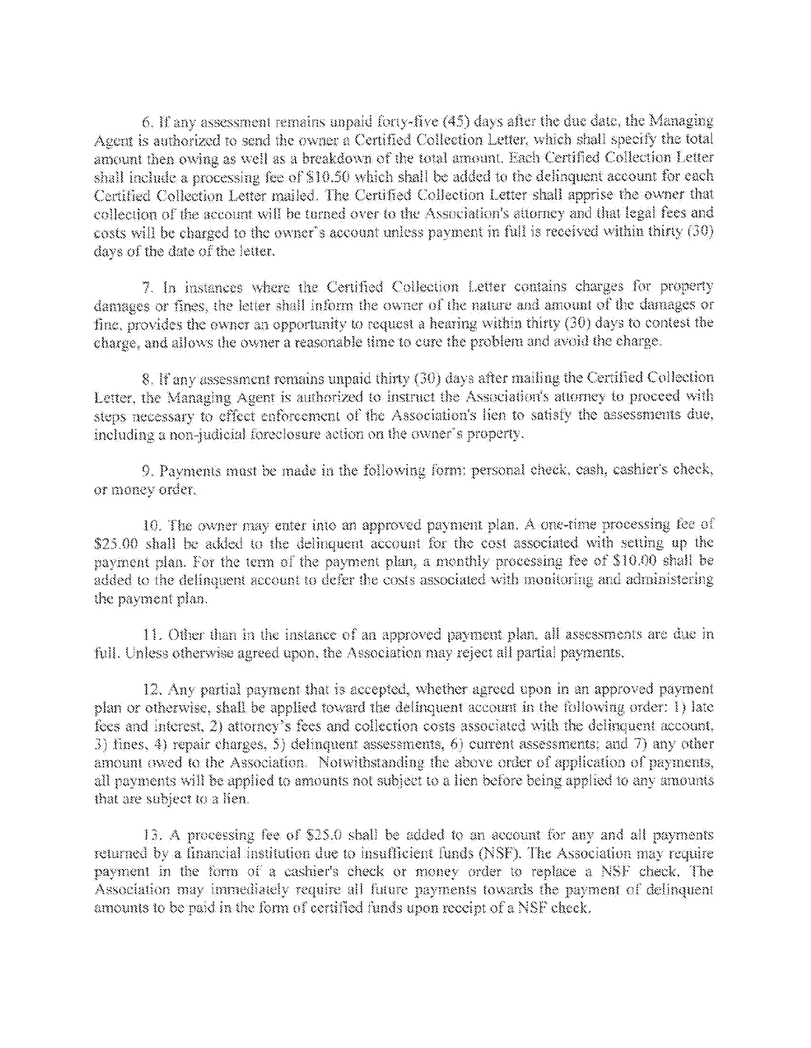6. If any assessment remains unpaid forty-five (45) days after the due date, the Managing Agent is authorized to send the owner a Certified Collection Letter, which shall specify the total amount then owing as well as a breakdown of the total amount. Each Certified Collection Letter shall include a processing fee of $10.50 which shall be added to the delinquent account for each Certified Collection Letter mailed. The Certified Collection Letter shall apprise the owner that collection of the account will be turned over to the Association's attorney and that legal fees and costs will be charged to the owner's account unless payment in full is received within thirty (30) days of the date of the letter.

7. In instances where the Certified Collection Letter contains charges for property damages or fines, the letter shall inform the owner of the nature and amount of the damages or fine, provides the owner an opportunity to request a hearing within thirty (30) days to contest the charge, and allows the owner a reasonable time to cure the problem and avoid the charge.

8. If any assessment remains unpaid thirty (30) days after mailing the Certified Collection Letter, the Managing Agent is authorized to instruct the Association's attorney to proceed with steps necessary to effect enforcement of the Association's lien to satisfy the assessments due, including a non-judicial foreclosure action on the owner's property.

9. Payments must be made in the following form: personal check, cash, cashier's check, or money order.

10. The owner may enter into an approved payment plan. A one-time processing fee of $25.00 shall be added to the delinquent account for the cost associated with setting up the payment plan. For the term of the payment plan, a monthly processing fee of $10.00 shall be added to the delinquent account to defer the costs associated with monitoring and administering the payment plan.

11. Other than in the instance of an approved payment plan, all assessments are due in full. Unless otherwise agreed upon, the Association may reject all partial payments.

12. Any partial payment that is accepted, whether agreed upon in an approved payment plan or otherwise, shall be applied toward the delinquent account in the following order: 1) late fees and interest, 2) attorney's fees and collection costs associated with the delinquent account, 3) fines, 4) repair charges, 5) delinquent assessments, 6) current assessments; and 7) any other amount owed to the Association. Notwithstanding the above order of application of payments, all payments will be applied to amounts not subject to a lien before being applied to any amounts that are subject to a lien.

13. A processing fee of $25.0 shall be added to an account for any and all payments returned by a financial institution due to insufficient funds (NSF). The Association may require payment in the form of a cashier's check or money order to replace a NSF check. The Association may immediately require all future payments towards the payment of delinquent amounts to be paid in the form of certified funds upon receipt of a NSF check.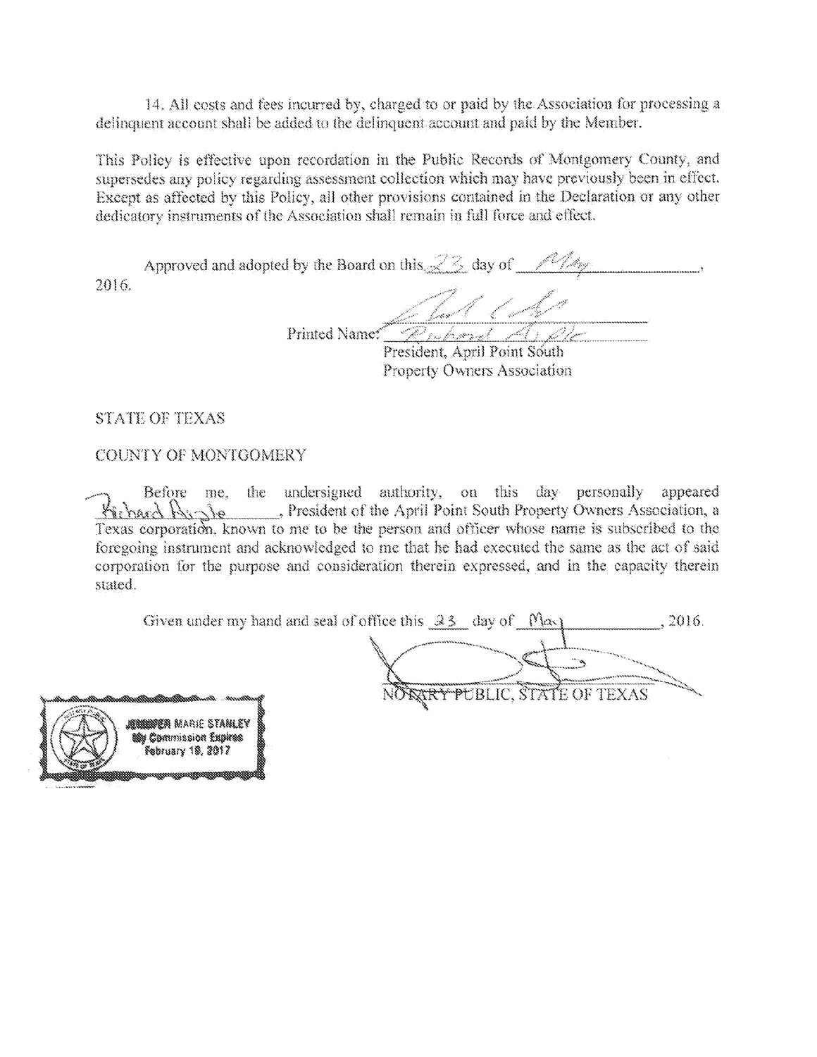14. All costs and fees incurred by, charged to or paid by the Association for processing a delinquent account shall be added to the delinquent account and paid by the Member.

This Policy is effective upon recordation in the Public Records of Montgomery County, and supersedes any policy regarding assessment collection which may have previously been in effect. Except as affected by this Policy, all other provisions contained in the Declaration or any other dedicatory instruments of the Association shall remain in full force and effect.

Approved and adopted by the Board on this 23 day of May, 2016.

Printed Name: Richard Apple
President, April Point South
Property Owners Association

STATE OF TEXAS

COUNTY OF MONTGOMERY

Before me, the undersigned authority, on this day personally appeared Richard Apple, President of the April Point South Property Owners Association, a Texas corporation, known to me to be the person and officer whose name is subscribed to the foregoing instrument and acknowledged to me that he had executed the same as the act of said corporation for the purpose and consideration therein expressed, and in the capacity therein stated.

Given under my hand and seal of office this 23 day of May, 2016.

NOTARY PUBLIC, STATE OF TEXAS

JENNIFER MARIE STANLEY
My Commission Expires
February 18, 2017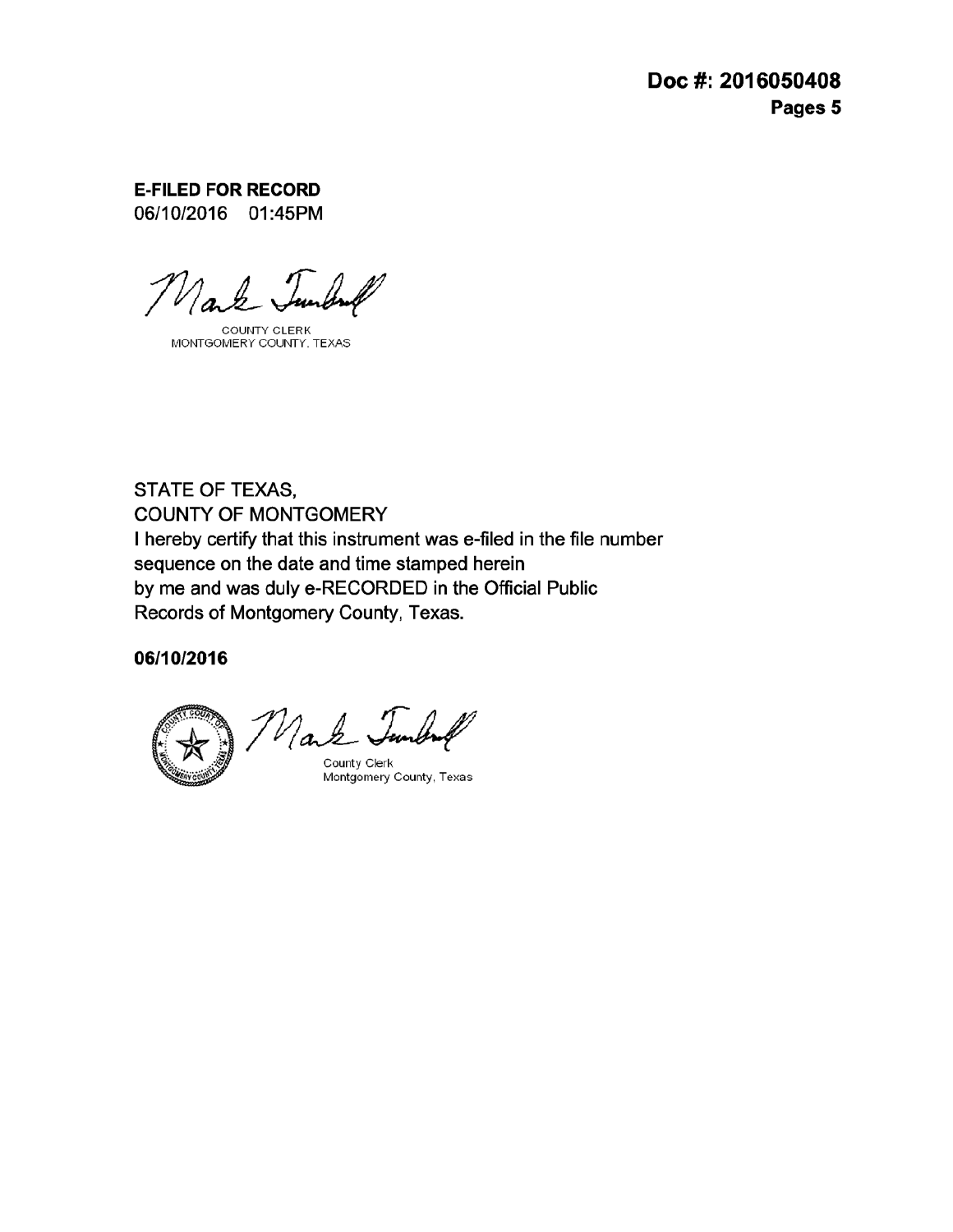**Doc #: 2016050408**
**Pages 5**

**E-FILED FOR RECORD**
06/10/2016 01:45PM

Mark Turnbull
COUNTY CLERK
MONTGOMERY COUNTY, TEXAS

STATE OF TEXAS,
COUNTY OF MONTGOMERY
I hereby certify that this instrument was e-filed in the file number sequence on the date and time stamped herein by me and was duly e-RECORDED in the Official Public Records of Montgomery County, Texas.

**06/10/2016**

Mark Turnbull
County Clerk
Montgomery County, Texas